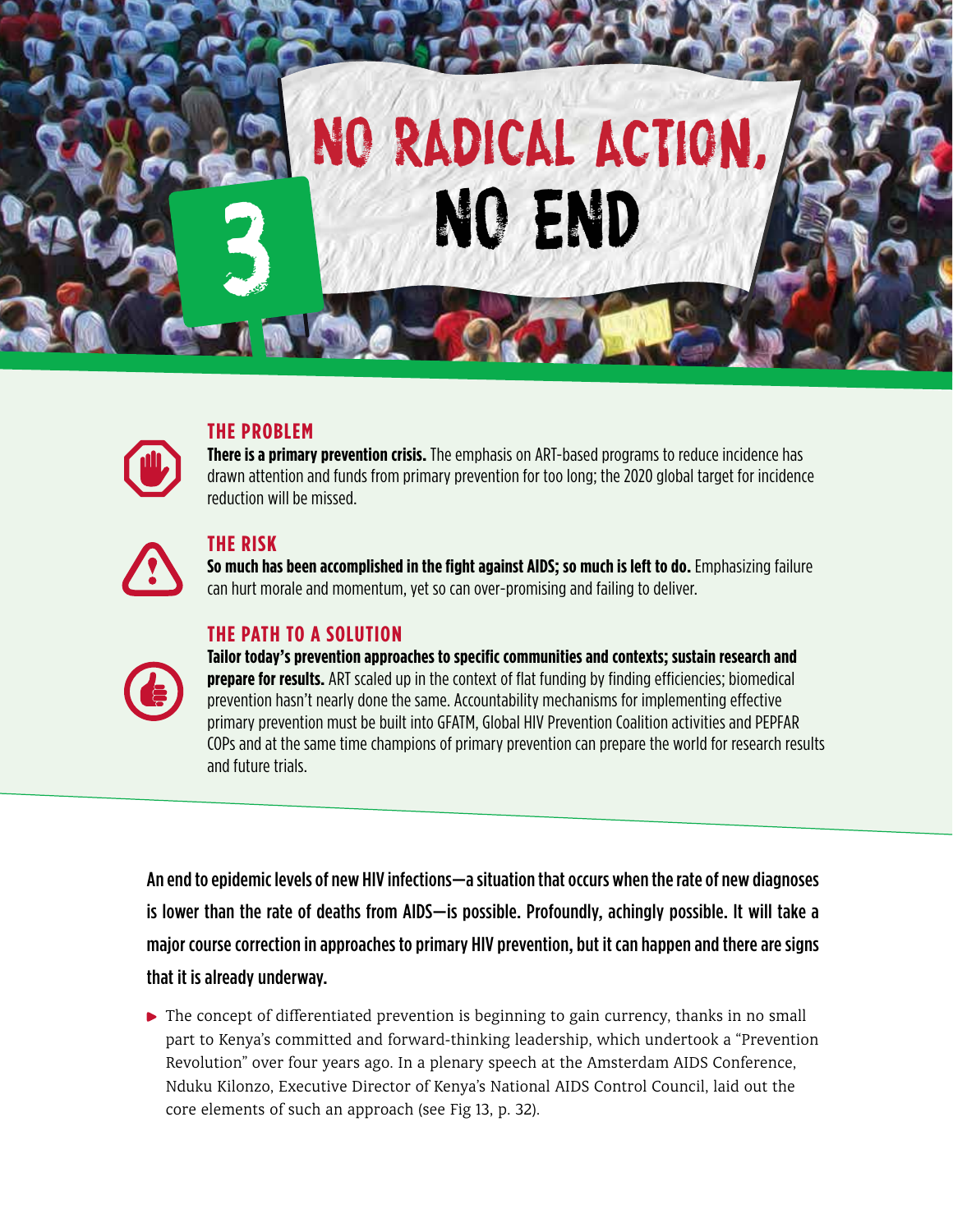# 3 NO RADICAL ACTION, NO END

## THE PROBLEM

**There is a primary prevention crisis.** The emphasis on ART-based programs to reduce incidence has drawn attention and funds from primary prevention for too long; the 2020 global target for incidence reduction will be missed.

## THE RISK

**So much has been accomplished in the fight against AIDS; so much is left to do.** Emphasizing failure can hurt morale and momentum, yet so can over-promising and failing to deliver.

## THE PATH TO A SOLUTION

**Tailor today's prevention approaches to specific communities and contexts; sustain research and prepare for results.** ART scaled up in the context of flat funding by finding efficiencies; biomedical prevention hasn't nearly done the same. Accountability mechanisms for implementing effective primary prevention must be built into GFATM, Global HIV Prevention Coalition activities and PEPFAR COPs and at the same time champions of primary prevention can prepare the world for research results and future trials.

**An end to epidemic levels of new HIV infections—a situation that occurs when the rate of new diagnoses is lower than the rate of deaths from AIDS—is possible. Profoundly, achingly possible. It will take a major course correction in approaches to primary HIV prevention, but it can happen and there are signs that it is already underway.**

- The concept of differentiated prevention is beginning to gain currency, thanks in no small part to Kenya's committed and forward-thinking leadership, which undertook a "Prevention Revolution" over four years ago. In a plenary speech at the Amsterdam AIDS Conference, Nduku Kilonzo, Executive Director of Kenya's National AIDS Control Council, laid out the core elements of such an approach (see Fig 13, p. 32).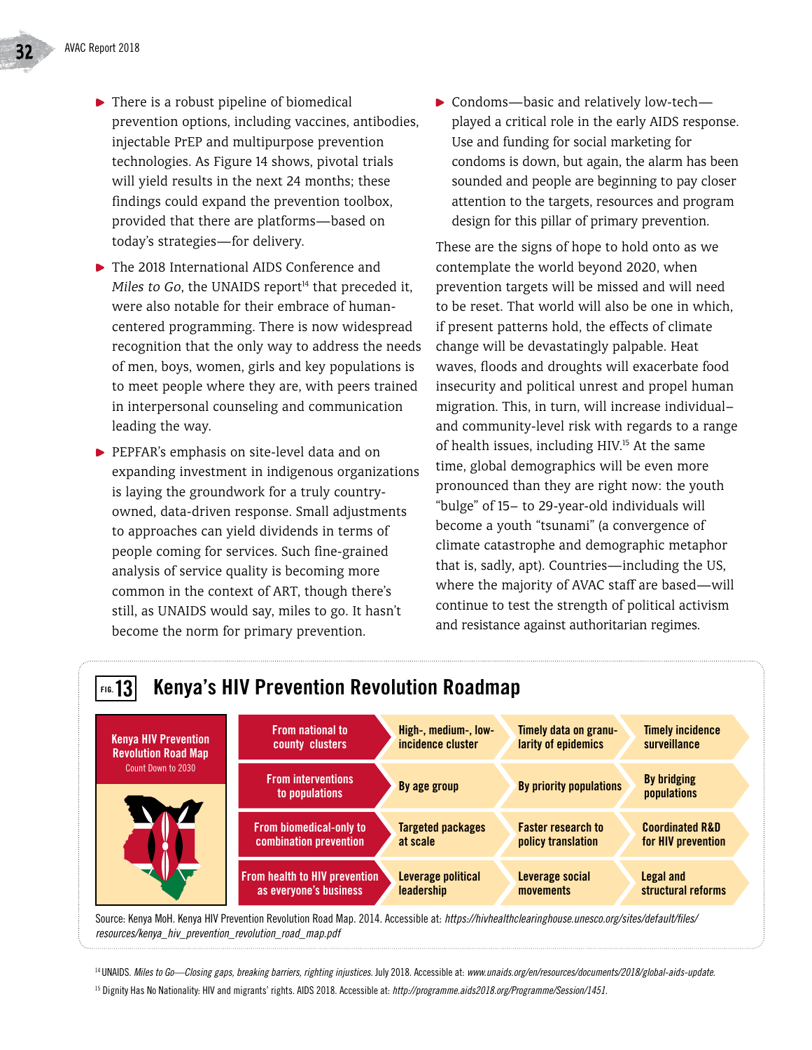- There is a robust pipeline of biomedical prevention options, including vaccines, antibodies, injectable PrEP and multipurpose prevention technologies. As Figure 14 shows, pivotal trials will yield results in the next 24 months; these findings could expand the prevention toolbox, provided that there are platforms—based on today's strategies—for delivery.
- The 2018 International AIDS Conference and *Miles to Go*, the UNAIDS report[14] that preceded it, were also notable for their embrace of human-centered programming. There is now widespread recognition that the only way to address the needs of men, boys, women, girls and key populations is to meet people where they are, with peers trained in interpersonal counseling and communication leading the way.
- PEPFAR's emphasis on site-level data and on expanding investment in indigenous organizations is laying the groundwork for a truly country-owned, data-driven response. Small adjustments to approaches can yield dividends in terms of people coming for services. Such fine-grained analysis of service quality is becoming more common in the context of ART, though there's still, as UNAIDS would say, miles to go. It hasn't become the norm for primary prevention.
- Condoms—basic and relatively low-tech—played a critical role in the early AIDS response. Use and funding for social marketing for condoms is down, but again, the alarm has been sounded and people are beginning to pay closer attention to the targets, resources and program design for this pillar of primary prevention.

These are the signs of hope to hold onto as we contemplate the world beyond 2020, when prevention targets will be missed and will need to be reset. That world will also be one in which, if present patterns hold, the effects of climate change will be devastatingly palpable. Heat waves, floods and droughts will exacerbate food insecurity and political unrest and propel human migration. This, in turn, will increase individual– and community-level risk with regards to a range of health issues, including HIV.[15] At the same time, global demographics will be even more pronounced than they are right now: the youth "bulge" of 15– to 29-year-old individuals will become a youth "tsunami" (a convergence of climate catastrophe and demographic metaphor that is, sadly, apt). Countries—including the US, where the majority of AVAC staff are based—will continue to test the strength of political activism and resistance against authoritarian regimes.

## FIG. 13 Kenya's HIV Prevention Revolution Roadmap

**Kenya HIV Prevention Revolution Road Map**
Count Down to 2030

| | | | |
|---|---|---|---|
| From national to county clusters | High-, medium-, low-incidence cluster | Timely data on granularity of epidemics | Timely incidence surveillance |
| From interventions to populations | By age group | By priority populations | By bridging populations |
| From biomedical-only to combination prevention | Targeted packages at scale | Faster research to policy translation | Coordinated R&D for HIV prevention |
| From health to HIV prevention as everyone's business | Leverage political leadership | Leverage social movements | Legal and structural reforms |

Source: Kenya MoH. Kenya HIV Prevention Revolution Road Map. 2014. Accessible at: *https://hivhealthclearinghouse.unesco.org/sites/default/files/resources/kenya_hiv_prevention_revolution_road_map.pdf*

[14] UNAIDS. *Miles to Go—Closing gaps, breaking barriers, righting injustices.* July 2018. Accessible at: *www.unaids.org/en/resources/documents/2018/global-aids-update.*

[15] Dignity Has No Nationality: HIV and migrants' rights. AIDS 2018. Accessible at: *http://programme.aids2018.org/Programme/Session/1451.*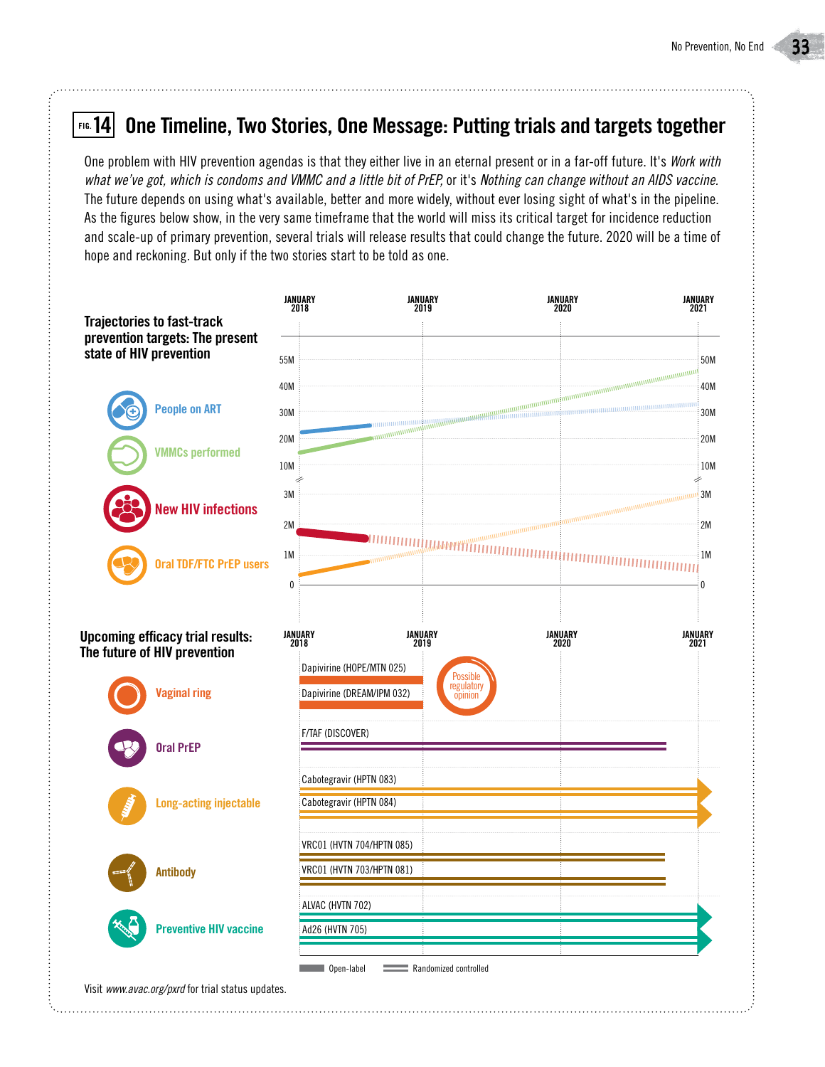## FIG. 14 One Timeline, Two Stories, One Message: Putting trials and targets together

One problem with HIV prevention agendas is that they either live in an eternal present or in a far-off future. It's *Work with what we've got, which is condoms and VMMC and a little bit of PrEP,* or it's *Nothing can change without an AIDS vaccine.* The future depends on using what's available, better and more widely, without ever losing sight of what's in the pipeline. As the figures below show, in the very same timeframe that the world will miss its critical target for incidence reduction and scale-up of primary prevention, several trials will release results that could change the future. 2020 will be a time of hope and reckoning. But only if the two stories start to be told as one.

### Trajectories to fast-track prevention targets: The present state of HIV prevention

JANUARY 2018 | JANUARY 2019 | JANUARY 2020 | JANUARY 2021

- People on ART
- VMMCs performed
- New HIV infections
- Oral TDF/FTC PrEP users

Left axis: 55M, 40M, 30M, 20M, 10M, 3M, 2M, 1M, 0
Right axis: 50M, 40M, 30M, 20M, 10M, 3M, 2M, 1M, 0

### Upcoming efficacy trial results: The future of HIV prevention

JANUARY 2018 | JANUARY 2019 | JANUARY 2020 | JANUARY 2021

**Vaginal ring**
- Dapivirine (HOPE/MTN 025)
- Dapivirine (DREAM/IPM 032)

Possible regulatory opinion

**Oral PrEP**
- F/TAF (DISCOVER)

**Long-acting injectable**
- Cabotegravir (HPTN 083)
- Cabotegravir (HPTN 084)

**Antibody**
- VRC01 (HVTN 704/HPTN 085)
- VRC01 (HVTN 703/HPTN 081)

**Preventive HIV vaccine**
- ALVAC (HVTN 702)
- Ad26 (HVTN 705)

Open-label | Randomized controlled

Visit *www.avac.org/pxrd* for trial status updates.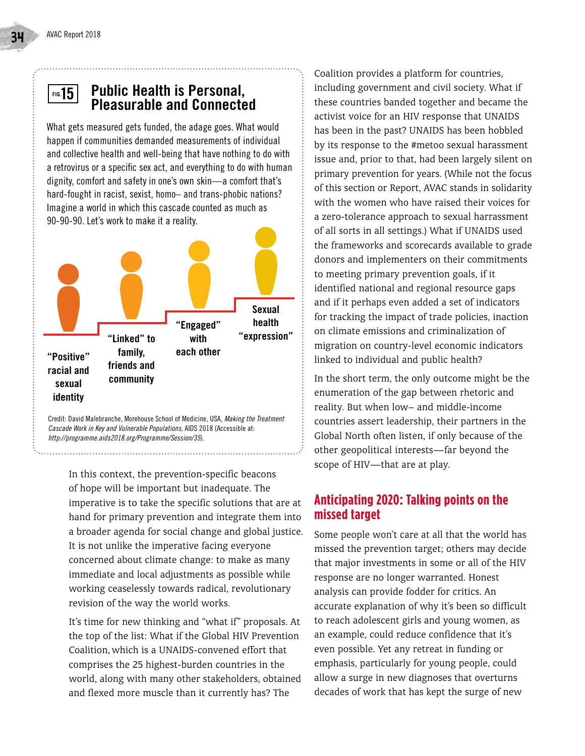## FIG. 15 Public Health is Personal, Pleasurable and Connected

What gets measured gets funded, the adage goes. What would happen if communities demanded measurements of individual and collective health and well-being that have nothing to do with a retrovirus or a specific sex act, and everything to do with human dignity, comfort and safety in one's own skin—a comfort that's hard-fought in racist, sexist, homo– and trans-phobic nations? Imagine a world in which this cascade counted as much as 90-90-90. Let's work to make it a reality.

"Positive" racial and sexual identity

"Linked" to family, friends and community

"Engaged" with each other

Sexual health "expression"

Credit: David Malebranche, Morehouse School of Medicine, USA, *Making the Treatment Cascade Work in Key and Vulnerable Populations*, AIDS 2018 (Accessible at: *http://programme.aids2018.org/Programme/Session/35*).

In this context, the prevention-specific beacons of hope will be important but inadequate. The imperative is to take the specific solutions that are at hand for primary prevention and integrate them into a broader agenda for social change and global justice. It is not unlike the imperative facing everyone concerned about climate change: to make as many immediate and local adjustments as possible while working ceaselessly towards radical, revolutionary revision of the way the world works.

It's time for new thinking and "what if" proposals. At the top of the list: What if the Global HIV Prevention Coalition, which is a UNAIDS-convened effort that comprises the 25 highest-burden countries in the world, along with many other stakeholders, obtained and flexed more muscle than it currently has? The Coalition provides a platform for countries, including government and civil society. What if these countries banded together and became the activist voice for an HIV response that UNAIDS has been in the past? UNAIDS has been hobbled by its response to the #metoo sexual harassment issue and, prior to that, had been largely silent on primary prevention for years. (While not the focus of this section or Report, AVAC stands in solidarity with the women who have raised their voices for a zero-tolerance approach to sexual harrassment of all sorts in all settings.) What if UNAIDS used the frameworks and scorecards available to grade donors and implementers on their commitments to meeting primary prevention goals, if it identified national and regional resource gaps and if it perhaps even added a set of indicators for tracking the impact of trade policies, inaction on climate emissions and criminalization of migration on country-level economic indicators linked to individual and public health?

In the short term, the only outcome might be the enumeration of the gap between rhetoric and reality. But when low– and middle-income countries assert leadership, their partners in the Global North often listen, if only because of the other geopolitical interests—far beyond the scope of HIV—that are at play.

## Anticipating 2020: Talking points on the missed target

Some people won't care at all that the world has missed the prevention target; others may decide that major investments in some or all of the HIV response are no longer warranted. Honest analysis can provide fodder for critics. An accurate explanation of why it's been so difficult to reach adolescent girls and young women, as an example, could reduce confidence that it's even possible. Yet any retreat in funding or emphasis, particularly for young people, could allow a surge in new diagnoses that overturns decades of work that has kept the surge of new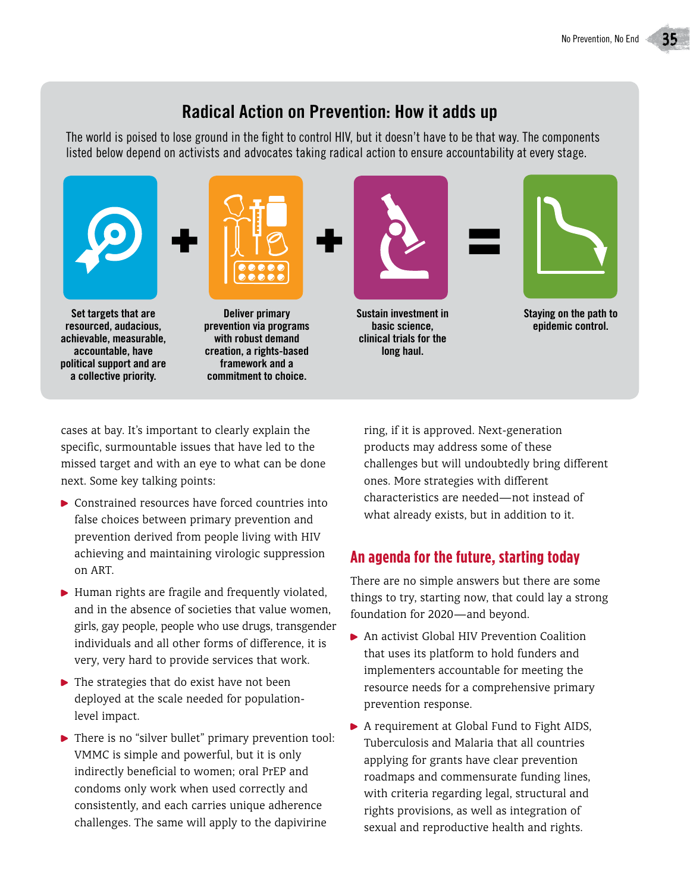## Radical Action on Prevention: How it adds up

The world is poised to lose ground in the fight to control HIV, but it doesn't have to be that way. The components listed below depend on activists and advocates taking radical action to ensure accountability at every stage.

**Set targets that are resourced, audacious, achievable, measurable, accountable, have political support and are a collective priority.**

+

**Deliver primary prevention via programs with robust demand creation, a rights-based framework and a commitment to choice.**

+

**Sustain investment in basic science, clinical trials for the long haul.**

=

**Staying on the path to epidemic control.**

cases at bay. It's important to clearly explain the specific, surmountable issues that have led to the missed target and with an eye to what can be done next. Some key talking points:

- Constrained resources have forced countries into false choices between primary prevention and prevention derived from people living with HIV achieving and maintaining virologic suppression on ART.
- Human rights are fragile and frequently violated, and in the absence of societies that value women, girls, gay people, people who use drugs, transgender individuals and all other forms of difference, it is very, very hard to provide services that work.
- The strategies that do exist have not been deployed at the scale needed for population-level impact.
- There is no "silver bullet" primary prevention tool: VMMC is simple and powerful, but it is only indirectly beneficial to women; oral PrEP and condoms only work when used correctly and consistently, and each carries unique adherence challenges. The same will apply to the dapivirine ring, if it is approved. Next-generation products may address some of these challenges but will undoubtedly bring different ones. More strategies with different characteristics are needed—not instead of what already exists, but in addition to it.

## An agenda for the future, starting today

There are no simple answers but there are some things to try, starting now, that could lay a strong foundation for 2020—and beyond.

- An activist Global HIV Prevention Coalition that uses its platform to hold funders and implementers accountable for meeting the resource needs for a comprehensive primary prevention response.
- A requirement at Global Fund to Fight AIDS, Tuberculosis and Malaria that all countries applying for grants have clear prevention roadmaps and commensurate funding lines, with criteria regarding legal, structural and rights provisions, as well as integration of sexual and reproductive health and rights.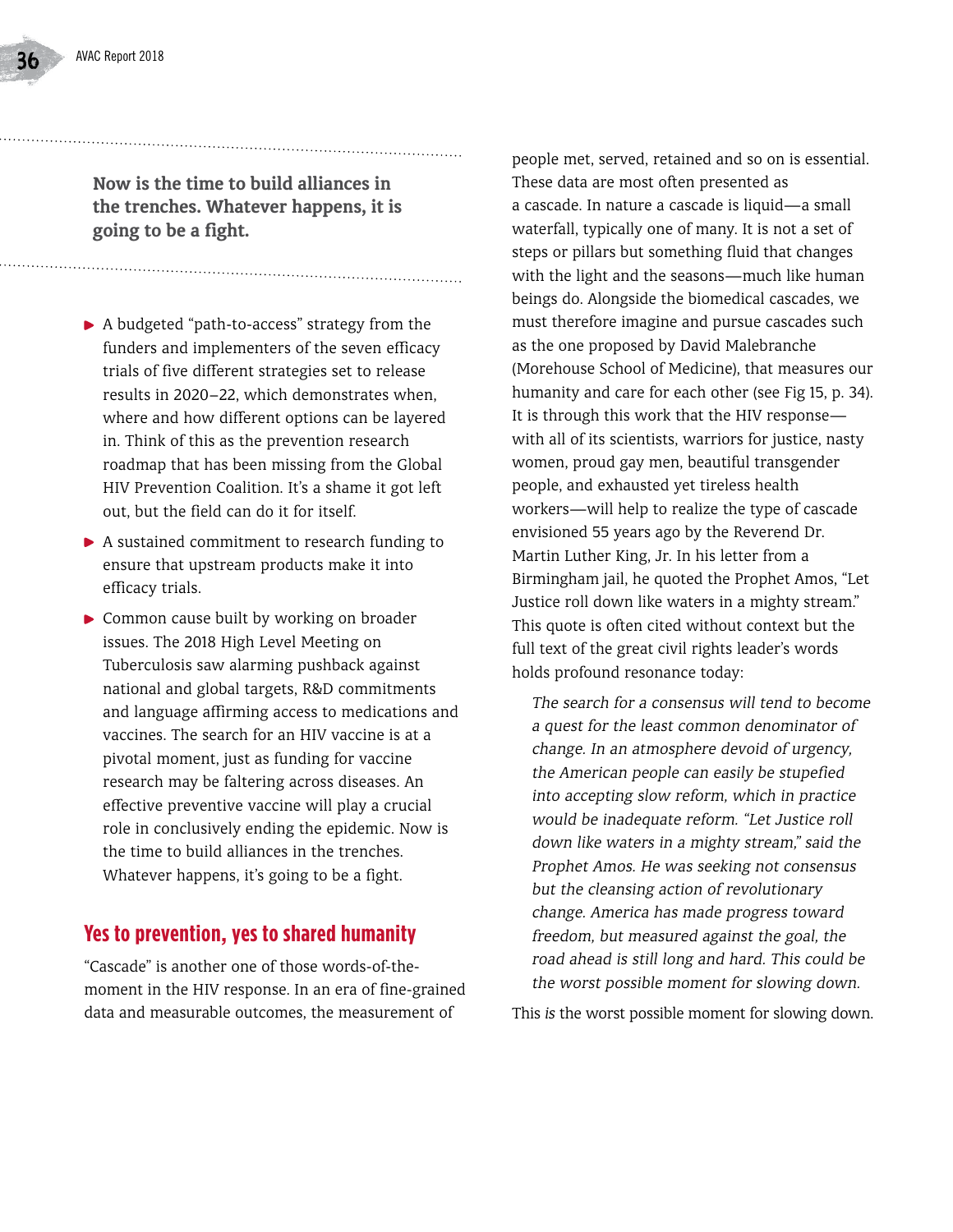**Now is the time to build alliances in the trenches. Whatever happens, it is going to be a fight.**

- A budgeted "path-to-access" strategy from the funders and implementers of the seven efficacy trials of five different strategies set to release results in 2020–22, which demonstrates when, where and how different options can be layered in. Think of this as the prevention research roadmap that has been missing from the Global HIV Prevention Coalition. It's a shame it got left out, but the field can do it for itself.
- A sustained commitment to research funding to ensure that upstream products make it into efficacy trials.
- Common cause built by working on broader issues. The 2018 High Level Meeting on Tuberculosis saw alarming pushback against national and global targets, R&D commitments and language affirming access to medications and vaccines. The search for an HIV vaccine is at a pivotal moment, just as funding for vaccine research may be faltering across diseases. An effective preventive vaccine will play a crucial role in conclusively ending the epidemic. Now is the time to build alliances in the trenches. Whatever happens, it's going to be a fight.

## Yes to prevention, yes to shared humanity

"Cascade" is another one of those words-of-the-moment in the HIV response. In an era of fine-grained data and measurable outcomes, the measurement of people met, served, retained and so on is essential. These data are most often presented as a cascade. In nature a cascade is liquid—a small waterfall, typically one of many. It is not a set of steps or pillars but something fluid that changes with the light and the seasons—much like human beings do. Alongside the biomedical cascades, we must therefore imagine and pursue cascades such as the one proposed by David Malebranche (Morehouse School of Medicine), that measures our humanity and care for each other (see Fig 15, p. 34). It is through this work that the HIV response—with all of its scientists, warriors for justice, nasty women, proud gay men, beautiful transgender people, and exhausted yet tireless health workers—will help to realize the type of cascade envisioned 55 years ago by the Reverend Dr. Martin Luther King, Jr. In his letter from a Birmingham jail, he quoted the Prophet Amos, "Let Justice roll down like waters in a mighty stream." This quote is often cited without context but the full text of the great civil rights leader's words holds profound resonance today:

> *The search for a consensus will tend to become a quest for the least common denominator of change. In an atmosphere devoid of urgency, the American people can easily be stupefied into accepting slow reform, which in practice would be inadequate reform. "Let Justice roll down like waters in a mighty stream," said the Prophet Amos. He was seeking not consensus but the cleansing action of revolutionary change. America has made progress toward freedom, but measured against the goal, the road ahead is still long and hard. This could be the worst possible moment for slowing down.*

This *is* the worst possible moment for slowing down.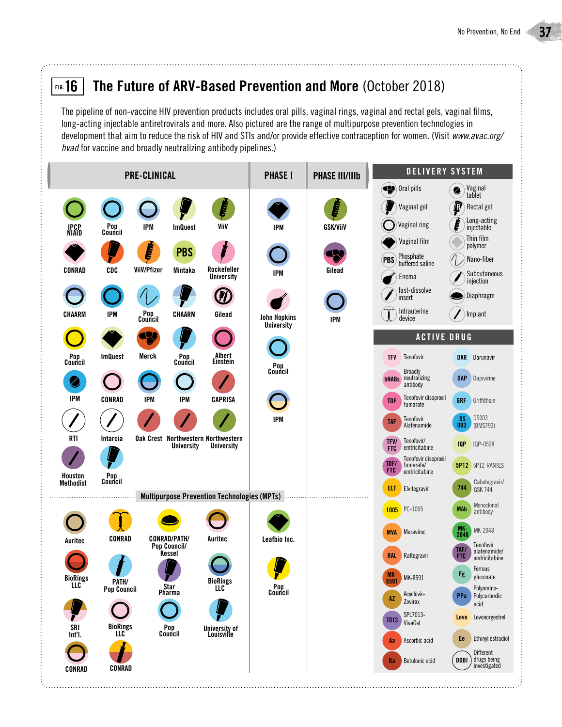**FIG. 16** **The Future of ARV-Based Prevention and More** (October 2018)

The pipeline of non-vaccine HIV prevention products includes oral pills, vaginal rings, vaginal and rectal gels, vaginal films, long-acting injectable antiretrovirals and more. Also pictured are the range of multipurpose prevention technologies in development that aim to reduce the risk of HIV and STIs and/or provide effective contraception for women. (Visit *www.avac.org/hvad* for vaccine and broadly neutralizing antibody pipelines.)

PRE-CLINICAL

IPCP NIAID
Pop Council
IPM
ImQuest
ViiV
CONRAD
CDC
ViiV/Pfizer
Mintaka
Rockefeller University
CHAARM
IPM
Pop Council
CHAARM
Gilead
Pop Council
ImQuest
Merck
Pop Council
Albert Einstein
IPM
CONRAD
IPM
IPM
CAPRISA
RTI
Intarcia
Oak Crest
Northwestern University
Northwestern University
Houston Methodist
Pop Council

PHASE I

IPM
IPM
John Hopkins University
Pop Council
IPM

PHASE III/IIIb

GSK/ViiV
Gilead
IPM

Multipurpose Prevention Technologies (MPTs)

Auritec
CONRAD
CONRAD/PATH/ Pop Council/ Kessel
Auritec
BioRings LLC
PATH/ Pop Council
Star Pharma
BioRings LLC
SRI Int'l.
BioRings LLC
Pop Council
University of Louisville
CONRAD
CONRAD
Leafbio Inc.
Pop Council

DELIVERY SYSTEM

Oral pills
Vaginal tablet
Vaginal gel
Rectal gel
Vaginal ring
Long-acting injectable
Vaginal film
Thin film polymer
PBS Phosphate buffered saline
Nano-fiber
Enema
Subcutaneous injection
fast-dissolve insert
Diaphragm
Intrauterine device
Implant

ACTIVE DRUG

TFV Tenofovir
DAR Darunavir
bNABs Broadly neutralizing antibody
DAP Dapivirine
TDF Tenofovir disoproxil fumarate
GRF Griffithsin
TAF Tenofovir Alafenamide
DS 003 DS003 (BMS793)
TFV/ FTC Tenofovir/ emtricitabine
IQP IQP-0528
TDF/ FTC Tenofovir disoproxil fumarate/ emtricitabine
5P12 5P12-RANTES
ELT Elvitegravir
744 Cabotegravir/ GSK 744
1005 PC-1005
MAb Monoclonal antibody
MVA Maraviroc
MK-2048 MK-2048
RAL Raltegravir
TAF/ FTC Tenofovir alafenamide/ emtricitabine
MK-8591 MK-8591
Fg Ferrous gluconate
AZ Acyclovir-Zovirax
PPa Polyamino-Polycarboxlic acid
7013 SPL7013-VivaGel
Levo Levonorgestrel
Aa Ascorbic acid
Ee Ethinyl estradiol
Ba Betulonic acid
DDBI Different drugs being investigated